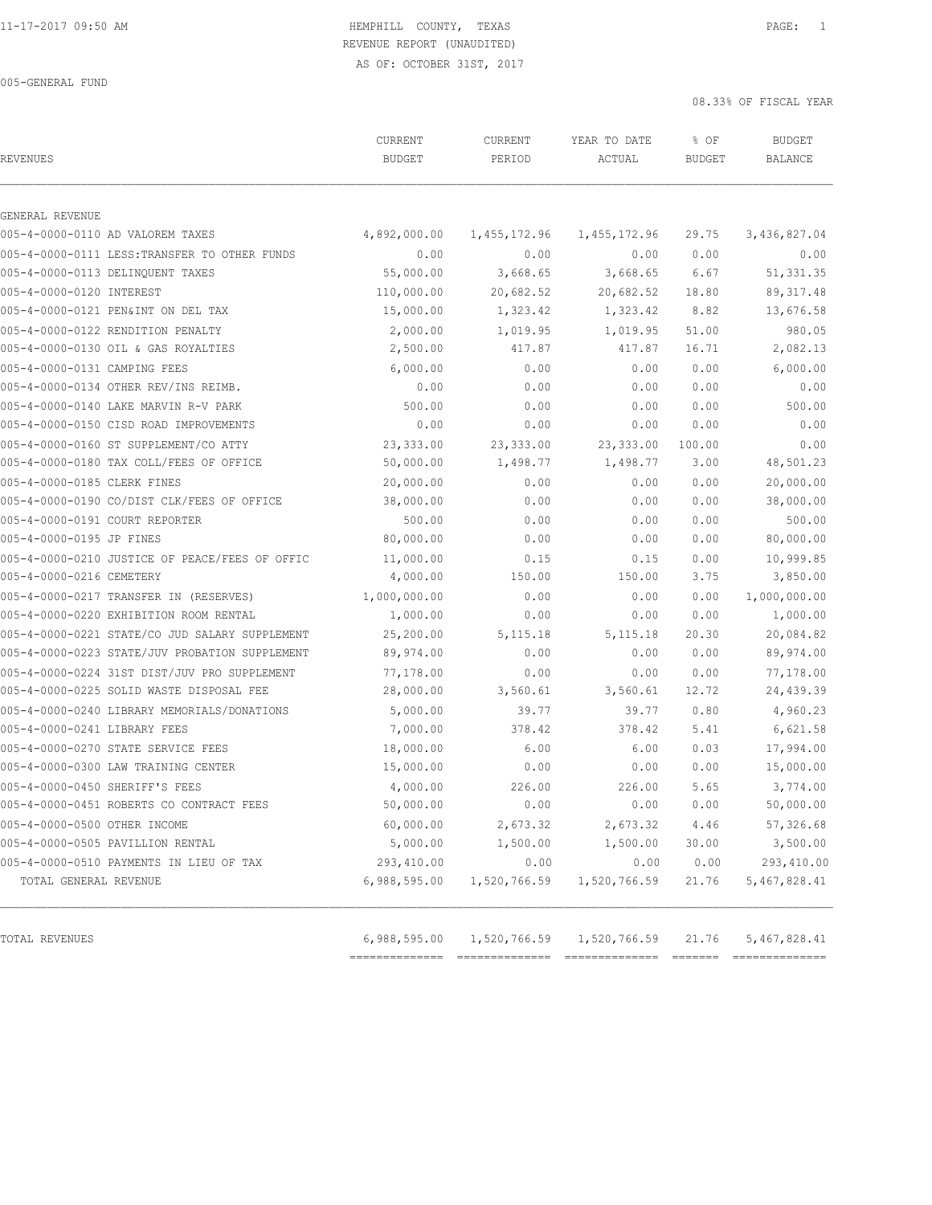11-17-2017 09:50 AM

# HEMPHILL COUNTY, TEXAS
## REVENUE REPORT (UNAUDITED)
### AS OF: OCTOBER 31ST, 2017

005-GENERAL FUND

08.33% OF FISCAL YEAR

| REVENUES | CURRENT BUDGET | CURRENT PERIOD | YEAR TO DATE ACTUAL | % OF BUDGET | BUDGET BALANCE |
|---|---|---|---|---|---|
| GENERAL REVENUE | | | | | |
| 005-4-0000-0110 AD VALOREM TAXES | 4,892,000.00 | 1,455,172.96 | 1,455,172.96 | 29.75 | 3,436,827.04 |
| 005-4-0000-0111 LESS:TRANSFER TO OTHER FUNDS | 0.00 | 0.00 | 0.00 | 0.00 | 0.00 |
| 005-4-0000-0113 DELINQUENT TAXES | 55,000.00 | 3,668.65 | 3,668.65 | 6.67 | 51,331.35 |
| 005-4-0000-0120 INTEREST | 110,000.00 | 20,682.52 | 20,682.52 | 18.80 | 89,317.48 |
| 005-4-0000-0121 PEN&INT ON DEL TAX | 15,000.00 | 1,323.42 | 1,323.42 | 8.82 | 13,676.58 |
| 005-4-0000-0122 RENDITION PENALTY | 2,000.00 | 1,019.95 | 1,019.95 | 51.00 | 980.05 |
| 005-4-0000-0130 OIL & GAS ROYALTIES | 2,500.00 | 417.87 | 417.87 | 16.71 | 2,082.13 |
| 005-4-0000-0131 CAMPING FEES | 6,000.00 | 0.00 | 0.00 | 0.00 | 6,000.00 |
| 005-4-0000-0134 OTHER REV/INS REIMB. | 0.00 | 0.00 | 0.00 | 0.00 | 0.00 |
| 005-4-0000-0140 LAKE MARVIN R-V PARK | 500.00 | 0.00 | 0.00 | 0.00 | 500.00 |
| 005-4-0000-0150 CISD ROAD IMPROVEMENTS | 0.00 | 0.00 | 0.00 | 0.00 | 0.00 |
| 005-4-0000-0160 ST SUPPLEMENT/CO ATTY | 23,333.00 | 23,333.00 | 23,333.00 | 100.00 | 0.00 |
| 005-4-0000-0180 TAX COLL/FEES OF OFFICE | 50,000.00 | 1,498.77 | 1,498.77 | 3.00 | 48,501.23 |
| 005-4-0000-0185 CLERK FINES | 20,000.00 | 0.00 | 0.00 | 0.00 | 20,000.00 |
| 005-4-0000-0190 CO/DIST CLK/FEES OF OFFICE | 38,000.00 | 0.00 | 0.00 | 0.00 | 38,000.00 |
| 005-4-0000-0191 COURT REPORTER | 500.00 | 0.00 | 0.00 | 0.00 | 500.00 |
| 005-4-0000-0195 JP FINES | 80,000.00 | 0.00 | 0.00 | 0.00 | 80,000.00 |
| 005-4-0000-0210 JUSTICE OF PEACE/FEES OF OFFIC | 11,000.00 | 0.15 | 0.15 | 0.00 | 10,999.85 |
| 005-4-0000-0216 CEMETERY | 4,000.00 | 150.00 | 150.00 | 3.75 | 3,850.00 |
| 005-4-0000-0217 TRANSFER IN (RESERVES) | 1,000,000.00 | 0.00 | 0.00 | 0.00 | 1,000,000.00 |
| 005-4-0000-0220 EXHIBITION ROOM RENTAL | 1,000.00 | 0.00 | 0.00 | 0.00 | 1,000.00 |
| 005-4-0000-0221 STATE/CO JUD SALARY SUPPLEMENT | 25,200.00 | 5,115.18 | 5,115.18 | 20.30 | 20,084.82 |
| 005-4-0000-0223 STATE/JUV PROBATION SUPPLEMENT | 89,974.00 | 0.00 | 0.00 | 0.00 | 89,974.00 |
| 005-4-0000-0224 31ST DIST/JUV PRO SUPPLEMENT | 77,178.00 | 0.00 | 0.00 | 0.00 | 77,178.00 |
| 005-4-0000-0225 SOLID WASTE DISPOSAL FEE | 28,000.00 | 3,560.61 | 3,560.61 | 12.72 | 24,439.39 |
| 005-4-0000-0240 LIBRARY MEMORIALS/DONATIONS | 5,000.00 | 39.77 | 39.77 | 0.80 | 4,960.23 |
| 005-4-0000-0241 LIBRARY FEES | 7,000.00 | 378.42 | 378.42 | 5.41 | 6,621.58 |
| 005-4-0000-0270 STATE SERVICE FEES | 18,000.00 | 6.00 | 6.00 | 0.03 | 17,994.00 |
| 005-4-0000-0300 LAW TRAINING CENTER | 15,000.00 | 0.00 | 0.00 | 0.00 | 15,000.00 |
| 005-4-0000-0450 SHERIFF'S FEES | 4,000.00 | 226.00 | 226.00 | 5.65 | 3,774.00 |
| 005-4-0000-0451 ROBERTS CO CONTRACT FEES | 50,000.00 | 0.00 | 0.00 | 0.00 | 50,000.00 |
| 005-4-0000-0500 OTHER INCOME | 60,000.00 | 2,673.32 | 2,673.32 | 4.46 | 57,326.68 |
| 005-4-0000-0505 PAVILLION RENTAL | 5,000.00 | 1,500.00 | 1,500.00 | 30.00 | 3,500.00 |
| 005-4-0000-0510 PAYMENTS IN LIEU OF TAX | 293,410.00 | 0.00 | 0.00 | 0.00 | 293,410.00 |
| TOTAL GENERAL REVENUE | 6,988,595.00 | 1,520,766.59 | 1,520,766.59 | 21.76 | 5,467,828.41 |
| TOTAL REVENUES | 6,988,595.00 | 1,520,766.59 | 1,520,766.59 | 21.76 | 5,467,828.41 |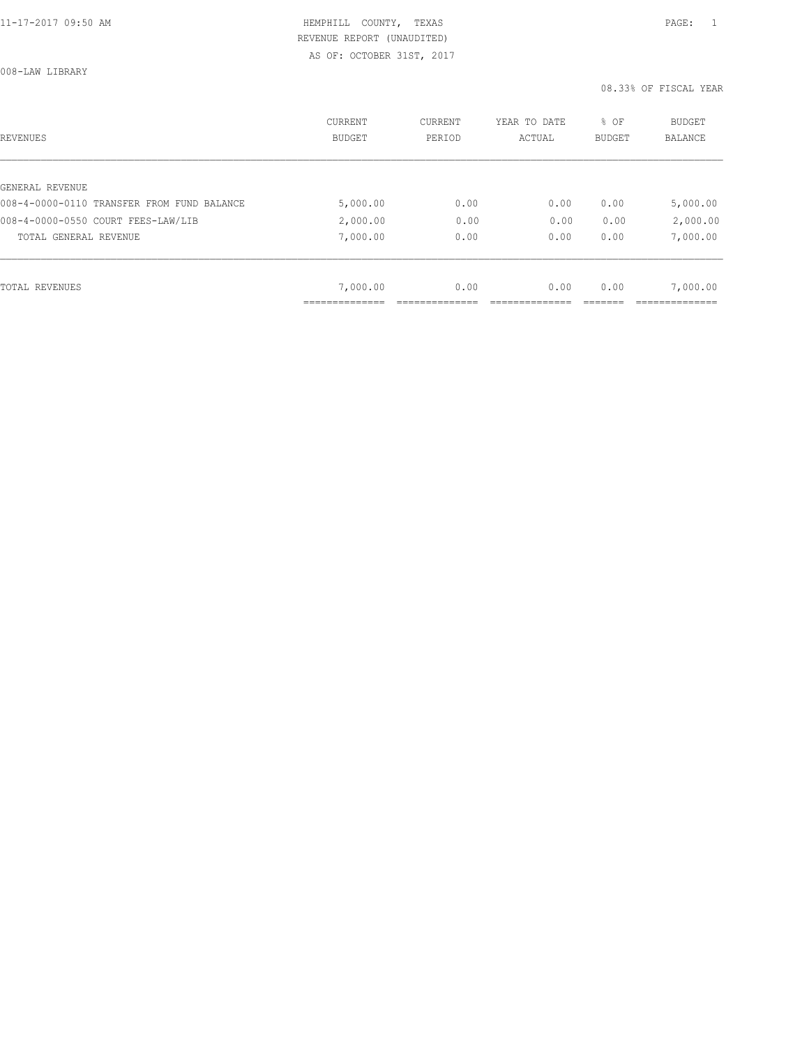HEMPHILL COUNTY, TEXAS
REVENUE REPORT (UNAUDITED)
AS OF: OCTOBER 31ST, 2017

008-LAW LIBRARY

08.33% OF FISCAL YEAR

| REVENUES | CURRENT BUDGET | CURRENT PERIOD | YEAR TO DATE ACTUAL | % OF BUDGET | BUDGET BALANCE |
|---|---|---|---|---|---|
| GENERAL REVENUE | | | | | |
| 008-4-0000-0110 TRANSFER FROM FUND BALANCE | 5,000.00 | 0.00 | 0.00 | 0.00 | 5,000.00 |
| 008-4-0000-0550 COURT FEES-LAW/LIB | 2,000.00 | 0.00 | 0.00 | 0.00 | 2,000.00 |
| TOTAL GENERAL REVENUE | 7,000.00 | 0.00 | 0.00 | 0.00 | 7,000.00 |
| TOTAL REVENUES | 7,000.00 | 0.00 | 0.00 | 0.00 | 7,000.00 |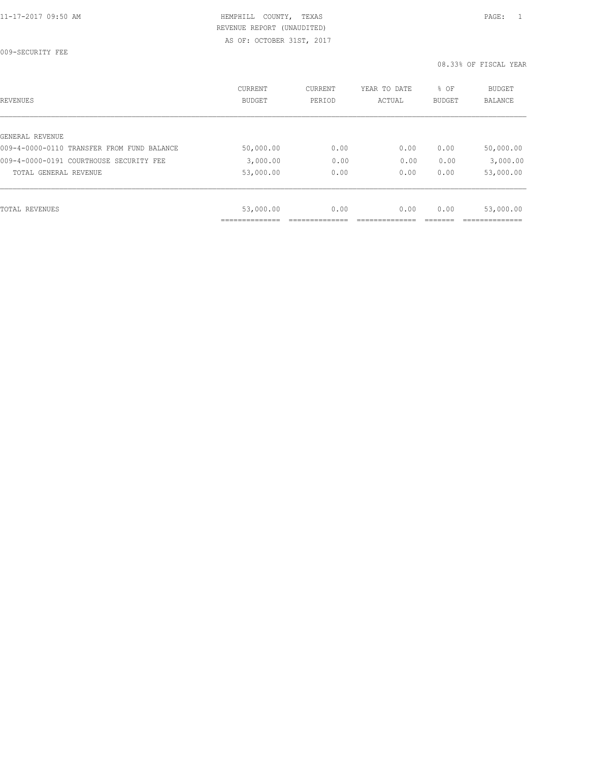HEMPHILL COUNTY, TEXAS
REVENUE REPORT (UNAUDITED)
AS OF: OCTOBER 31ST, 2017

009-SECURITY FEE

08.33% OF FISCAL YEAR

| REVENUES | CURRENT BUDGET | CURRENT PERIOD | YEAR TO DATE ACTUAL | % OF BUDGET | BUDGET BALANCE |
|---|---|---|---|---|---|
| GENERAL REVENUE | | | | | |
| 009-4-0000-0110 TRANSFER FROM FUND BALANCE | 50,000.00 | 0.00 | 0.00 | 0.00 | 50,000.00 |
| 009-4-0000-0191 COURTHOUSE SECURITY FEE | 3,000.00 | 0.00 | 0.00 | 0.00 | 3,000.00 |
| TOTAL GENERAL REVENUE | 53,000.00 | 0.00 | 0.00 | 0.00 | 53,000.00 |
| TOTAL REVENUES | 53,000.00 | 0.00 | 0.00 | 0.00 | 53,000.00 |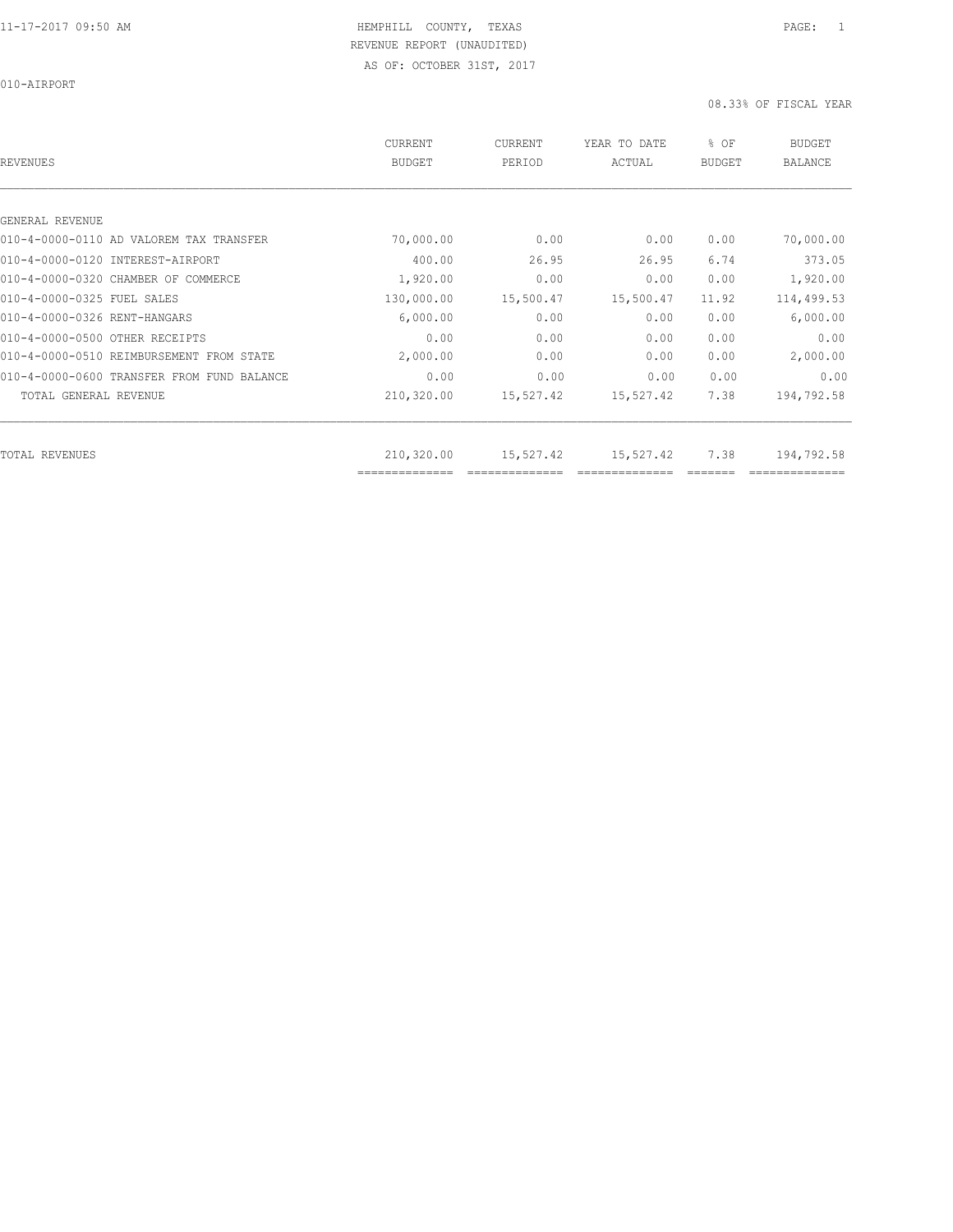HEMPHILL COUNTY, TEXAS

REVENUE REPORT (UNAUDITED)

AS OF: OCTOBER 31ST, 2017

010-AIRPORT

08.33% OF FISCAL YEAR

| REVENUES | CURRENT BUDGET | CURRENT PERIOD | YEAR TO DATE ACTUAL | % OF BUDGET | BUDGET BALANCE |
|---|---|---|---|---|---|
| GENERAL REVENUE | | | | | |
| 010-4-0000-0110 AD VALOREM TAX TRANSFER | 70,000.00 | 0.00 | 0.00 | 0.00 | 70,000.00 |
| 010-4-0000-0120 INTEREST-AIRPORT | 400.00 | 26.95 | 26.95 | 6.74 | 373.05 |
| 010-4-0000-0320 CHAMBER OF COMMERCE | 1,920.00 | 0.00 | 0.00 | 0.00 | 1,920.00 |
| 010-4-0000-0325 FUEL SALES | 130,000.00 | 15,500.47 | 15,500.47 | 11.92 | 114,499.53 |
| 010-4-0000-0326 RENT-HANGARS | 6,000.00 | 0.00 | 0.00 | 0.00 | 6,000.00 |
| 010-4-0000-0500 OTHER RECEIPTS | 0.00 | 0.00 | 0.00 | 0.00 | 0.00 |
| 010-4-0000-0510 REIMBURSEMENT FROM STATE | 2,000.00 | 0.00 | 0.00 | 0.00 | 2,000.00 |
| 010-4-0000-0600 TRANSFER FROM FUND BALANCE | 0.00 | 0.00 | 0.00 | 0.00 | 0.00 |
| TOTAL GENERAL REVENUE | 210,320.00 | 15,527.42 | 15,527.42 | 7.38 | 194,792.58 |
| TOTAL REVENUES | 210,320.00 | 15,527.42 | 15,527.42 | 7.38 | 194,792.58 |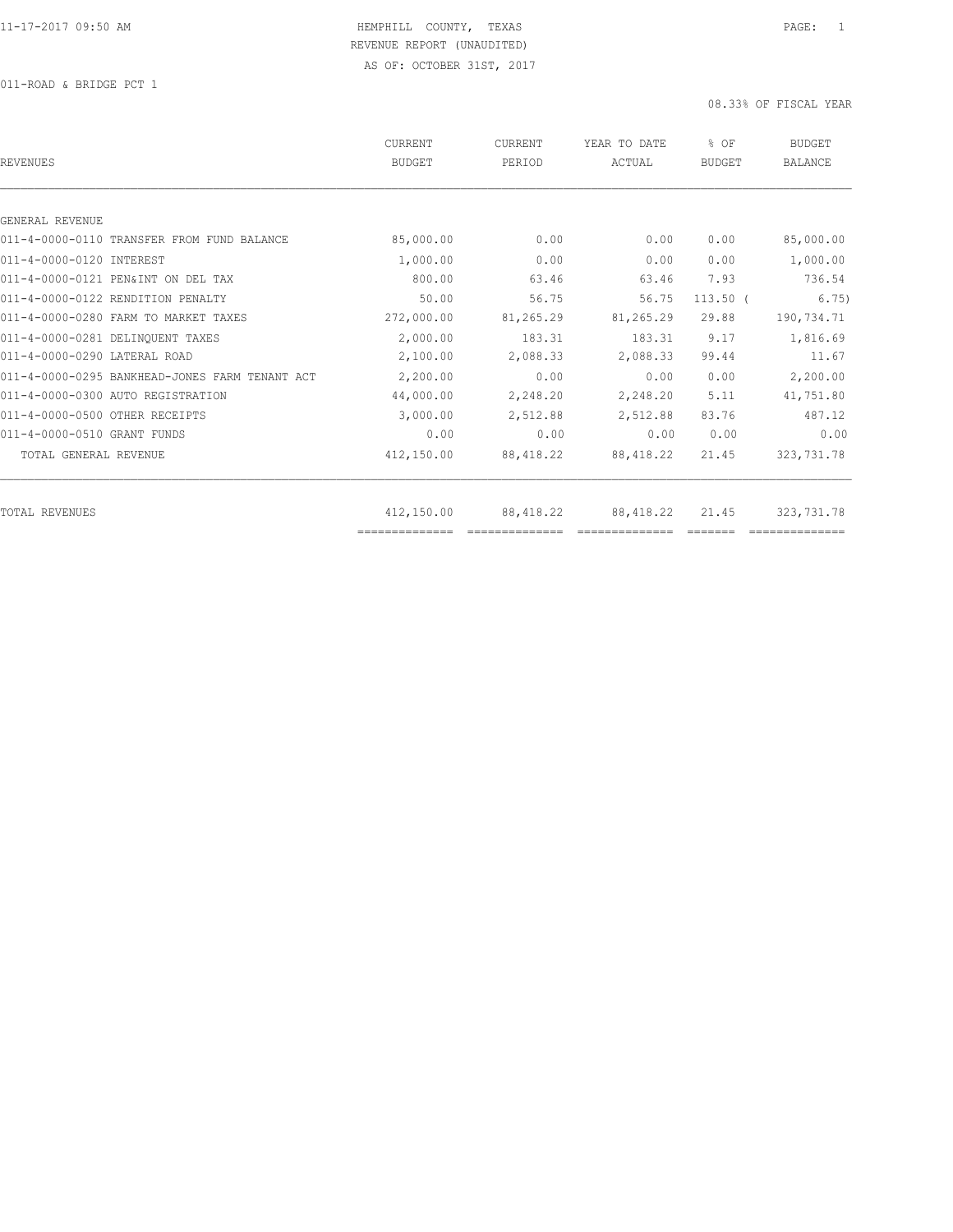HEMPHILL COUNTY, TEXAS
REVENUE REPORT (UNAUDITED)
AS OF: OCTOBER 31ST, 2017

011-ROAD & BRIDGE PCT 1

08.33% OF FISCAL YEAR

| REVENUES | CURRENT BUDGET | CURRENT PERIOD | YEAR TO DATE ACTUAL | % OF BUDGET | BUDGET BALANCE |
|---|---|---|---|---|---|
| GENERAL REVENUE | | | | | |
| 011-4-0000-0110 TRANSFER FROM FUND BALANCE | 85,000.00 | 0.00 | 0.00 | 0.00 | 85,000.00 |
| 011-4-0000-0120 INTEREST | 1,000.00 | 0.00 | 0.00 | 0.00 | 1,000.00 |
| 011-4-0000-0121 PEN&INT ON DEL TAX | 800.00 | 63.46 | 63.46 | 7.93 | 736.54 |
| 011-4-0000-0122 RENDITION PENALTY | 50.00 | 56.75 | 56.75 | 113.50 | ( 6.75) |
| 011-4-0000-0280 FARM TO MARKET TAXES | 272,000.00 | 81,265.29 | 81,265.29 | 29.88 | 190,734.71 |
| 011-4-0000-0281 DELINQUENT TAXES | 2,000.00 | 183.31 | 183.31 | 9.17 | 1,816.69 |
| 011-4-0000-0290 LATERAL ROAD | 2,100.00 | 2,088.33 | 2,088.33 | 99.44 | 11.67 |
| 011-4-0000-0295 BANKHEAD-JONES FARM TENANT ACT | 2,200.00 | 0.00 | 0.00 | 0.00 | 2,200.00 |
| 011-4-0000-0300 AUTO REGISTRATION | 44,000.00 | 2,248.20 | 2,248.20 | 5.11 | 41,751.80 |
| 011-4-0000-0500 OTHER RECEIPTS | 3,000.00 | 2,512.88 | 2,512.88 | 83.76 | 487.12 |
| 011-4-0000-0510 GRANT FUNDS | 0.00 | 0.00 | 0.00 | 0.00 | 0.00 |
| TOTAL GENERAL REVENUE | 412,150.00 | 88,418.22 | 88,418.22 | 21.45 | 323,731.78 |
| TOTAL REVENUES | 412,150.00 | 88,418.22 | 88,418.22 | 21.45 | 323,731.78 |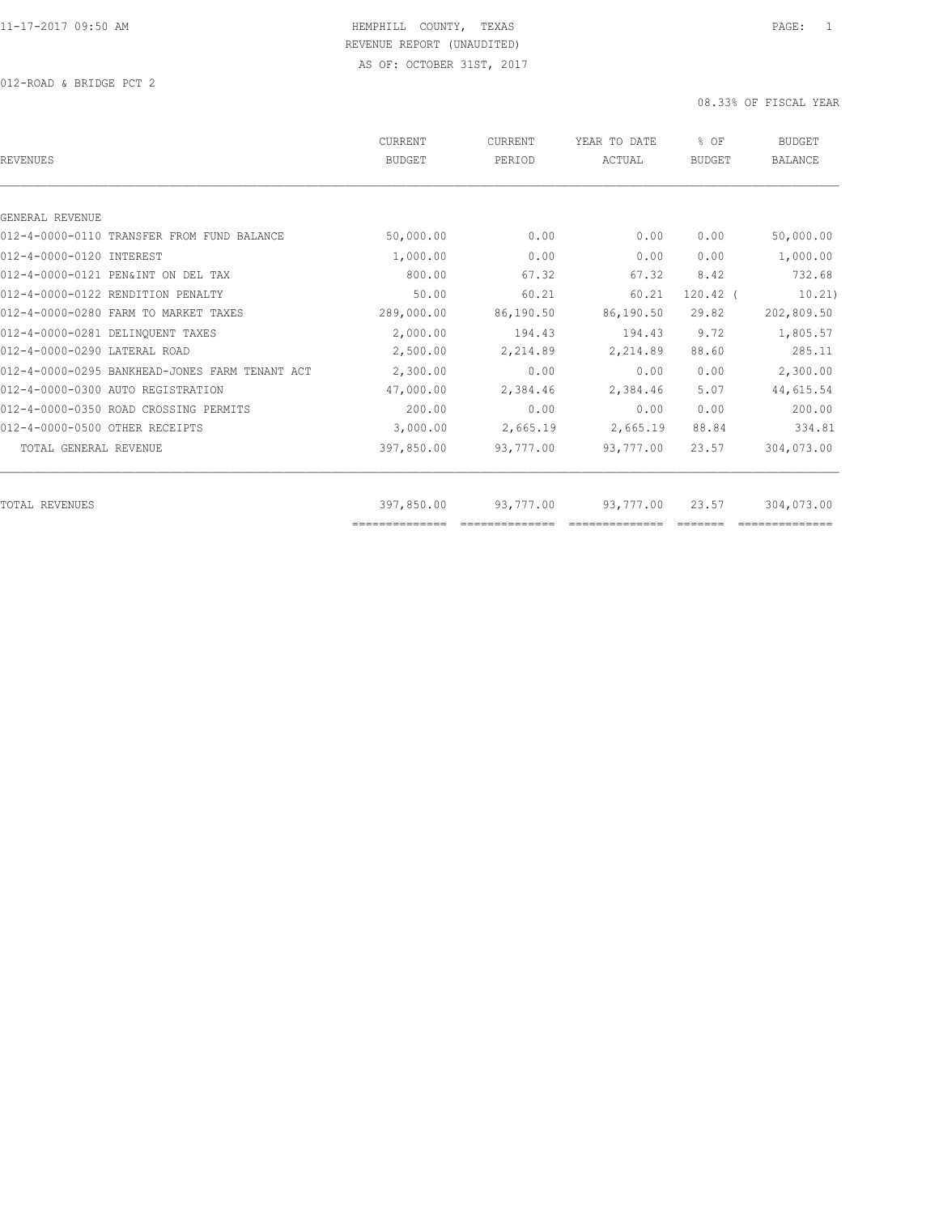HEMPHILL COUNTY, TEXAS
REVENUE REPORT (UNAUDITED)
AS OF: OCTOBER 31ST, 2017

012-ROAD & BRIDGE PCT 2

08.33% OF FISCAL YEAR

| REVENUES | CURRENT BUDGET | CURRENT PERIOD | YEAR TO DATE ACTUAL | % OF BUDGET | BUDGET BALANCE |
|---|---|---|---|---|---|
| GENERAL REVENUE | | | | | |
| 012-4-0000-0110 TRANSFER FROM FUND BALANCE | 50,000.00 | 0.00 | 0.00 | 0.00 | 50,000.00 |
| 012-4-0000-0120 INTEREST | 1,000.00 | 0.00 | 0.00 | 0.00 | 1,000.00 |
| 012-4-0000-0121 PEN&INT ON DEL TAX | 800.00 | 67.32 | 67.32 | 8.42 | 732.68 |
| 012-4-0000-0122 RENDITION PENALTY | 50.00 | 60.21 | 60.21 | 120.42 | ( 10.21) |
| 012-4-0000-0280 FARM TO MARKET TAXES | 289,000.00 | 86,190.50 | 86,190.50 | 29.82 | 202,809.50 |
| 012-4-0000-0281 DELINQUENT TAXES | 2,000.00 | 194.43 | 194.43 | 9.72 | 1,805.57 |
| 012-4-0000-0290 LATERAL ROAD | 2,500.00 | 2,214.89 | 2,214.89 | 88.60 | 285.11 |
| 012-4-0000-0295 BANKHEAD-JONES FARM TENANT ACT | 2,300.00 | 0.00 | 0.00 | 0.00 | 2,300.00 |
| 012-4-0000-0300 AUTO REGISTRATION | 47,000.00 | 2,384.46 | 2,384.46 | 5.07 | 44,615.54 |
| 012-4-0000-0350 ROAD CROSSING PERMITS | 200.00 | 0.00 | 0.00 | 0.00 | 200.00 |
| 012-4-0000-0500 OTHER RECEIPTS | 3,000.00 | 2,665.19 | 2,665.19 | 88.84 | 334.81 |
| TOTAL GENERAL REVENUE | 397,850.00 | 93,777.00 | 93,777.00 | 23.57 | 304,073.00 |
| TOTAL REVENUES | 397,850.00 | 93,777.00 | 93,777.00 | 23.57 | 304,073.00 |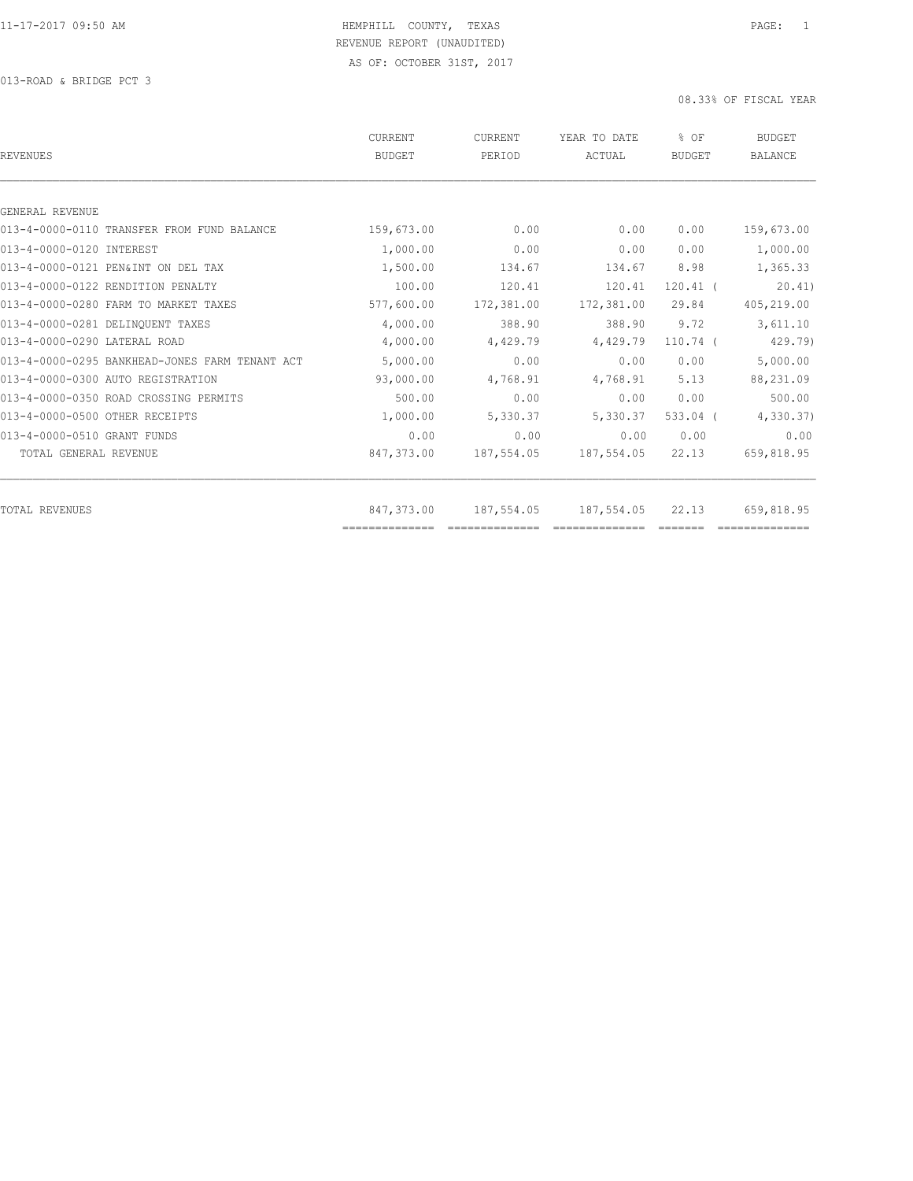11-17-2017 09:50 AM HEMPHILL COUNTY, TEXAS

REVENUE REPORT (UNAUDITED)

AS OF: OCTOBER 31ST, 2017

013-ROAD & BRIDGE PCT 3

08.33% OF FISCAL YEAR

| REVENUES | CURRENT BUDGET | CURRENT PERIOD | YEAR TO DATE ACTUAL | % OF BUDGET | BUDGET BALANCE |
|---|---|---|---|---|---|
| GENERAL REVENUE | | | | | |
| 013-4-0000-0110 TRANSFER FROM FUND BALANCE | 159,673.00 | 0.00 | 0.00 | 0.00 | 159,673.00 |
| 013-4-0000-0120 INTEREST | 1,000.00 | 0.00 | 0.00 | 0.00 | 1,000.00 |
| 013-4-0000-0121 PEN&INT ON DEL TAX | 1,500.00 | 134.67 | 134.67 | 8.98 | 1,365.33 |
| 013-4-0000-0122 RENDITION PENALTY | 100.00 | 120.41 | 120.41 | 120.41 | ( 20.41) |
| 013-4-0000-0280 FARM TO MARKET TAXES | 577,600.00 | 172,381.00 | 172,381.00 | 29.84 | 405,219.00 |
| 013-4-0000-0281 DELINQUENT TAXES | 4,000.00 | 388.90 | 388.90 | 9.72 | 3,611.10 |
| 013-4-0000-0290 LATERAL ROAD | 4,000.00 | 4,429.79 | 4,429.79 | 110.74 | ( 429.79) |
| 013-4-0000-0295 BANKHEAD-JONES FARM TENANT ACT | 5,000.00 | 0.00 | 0.00 | 0.00 | 5,000.00 |
| 013-4-0000-0300 AUTO REGISTRATION | 93,000.00 | 4,768.91 | 4,768.91 | 5.13 | 88,231.09 |
| 013-4-0000-0350 ROAD CROSSING PERMITS | 500.00 | 0.00 | 0.00 | 0.00 | 500.00 |
| 013-4-0000-0500 OTHER RECEIPTS | 1,000.00 | 5,330.37 | 5,330.37 | 533.04 | ( 4,330.37) |
| 013-4-0000-0510 GRANT FUNDS | 0.00 | 0.00 | 0.00 | 0.00 | 0.00 |
| TOTAL GENERAL REVENUE | 847,373.00 | 187,554.05 | 187,554.05 | 22.13 | 659,818.95 |
| TOTAL REVENUES | 847,373.00 | 187,554.05 | 187,554.05 | 22.13 | 659,818.95 |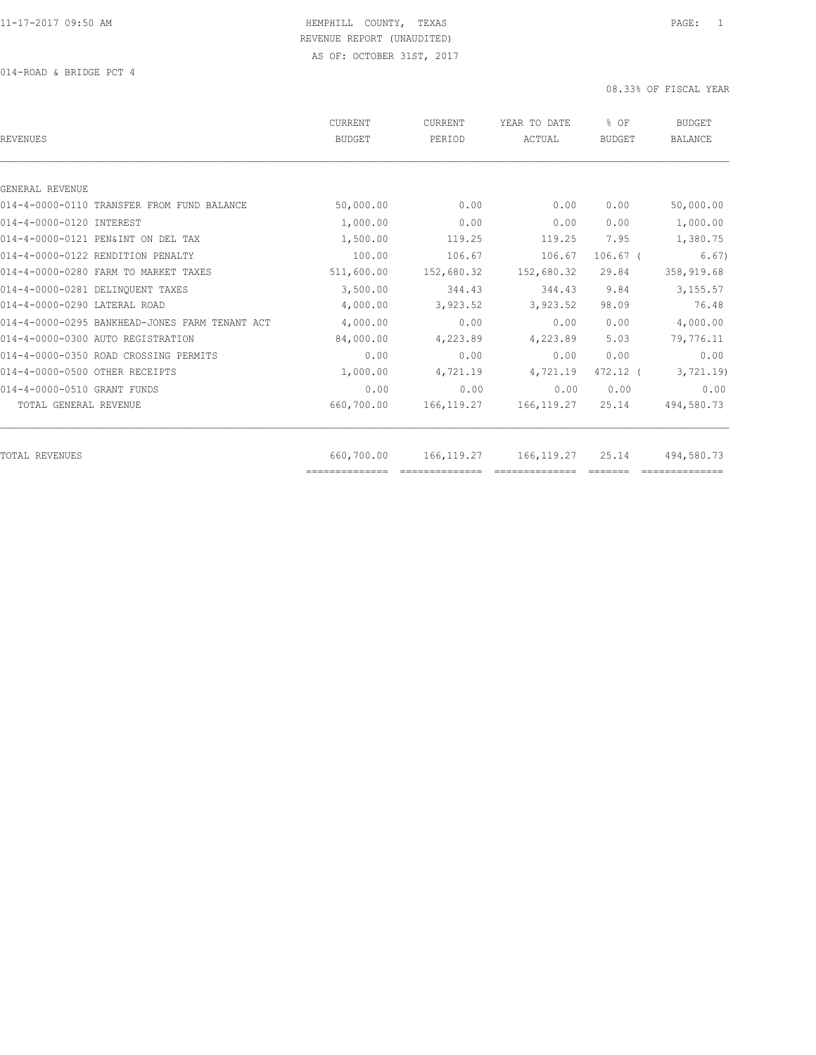HEMPHILL COUNTY, TEXAS
REVENUE REPORT (UNAUDITED)
AS OF: OCTOBER 31ST, 2017

014-ROAD & BRIDGE PCT 4

08.33% OF FISCAL YEAR

| REVENUES | CURRENT BUDGET | CURRENT PERIOD | YEAR TO DATE ACTUAL | % OF BUDGET | BUDGET BALANCE |
|---|---|---|---|---|---|
| GENERAL REVENUE | | | | | |
| 014-4-0000-0110 TRANSFER FROM FUND BALANCE | 50,000.00 | 0.00 | 0.00 | 0.00 | 50,000.00 |
| 014-4-0000-0120 INTEREST | 1,000.00 | 0.00 | 0.00 | 0.00 | 1,000.00 |
| 014-4-0000-0121 PEN&INT ON DEL TAX | 1,500.00 | 119.25 | 119.25 | 7.95 | 1,380.75 |
| 014-4-0000-0122 RENDITION PENALTY | 100.00 | 106.67 | 106.67 | 106.67 | ( 6.67) |
| 014-4-0000-0280 FARM TO MARKET TAXES | 511,600.00 | 152,680.32 | 152,680.32 | 29.84 | 358,919.68 |
| 014-4-0000-0281 DELINQUENT TAXES | 3,500.00 | 344.43 | 344.43 | 9.84 | 3,155.57 |
| 014-4-0000-0290 LATERAL ROAD | 4,000.00 | 3,923.52 | 3,923.52 | 98.09 | 76.48 |
| 014-4-0000-0295 BANKHEAD-JONES FARM TENANT ACT | 4,000.00 | 0.00 | 0.00 | 0.00 | 4,000.00 |
| 014-4-0000-0300 AUTO REGISTRATION | 84,000.00 | 4,223.89 | 4,223.89 | 5.03 | 79,776.11 |
| 014-4-0000-0350 ROAD CROSSING PERMITS | 0.00 | 0.00 | 0.00 | 0.00 | 0.00 |
| 014-4-0000-0500 OTHER RECEIPTS | 1,000.00 | 4,721.19 | 4,721.19 | 472.12 | ( 3,721.19) |
| 014-4-0000-0510 GRANT FUNDS | 0.00 | 0.00 | 0.00 | 0.00 | 0.00 |
| TOTAL GENERAL REVENUE | 660,700.00 | 166,119.27 | 166,119.27 | 25.14 | 494,580.73 |
| TOTAL REVENUES | 660,700.00 | 166,119.27 | 166,119.27 | 25.14 | 494,580.73 |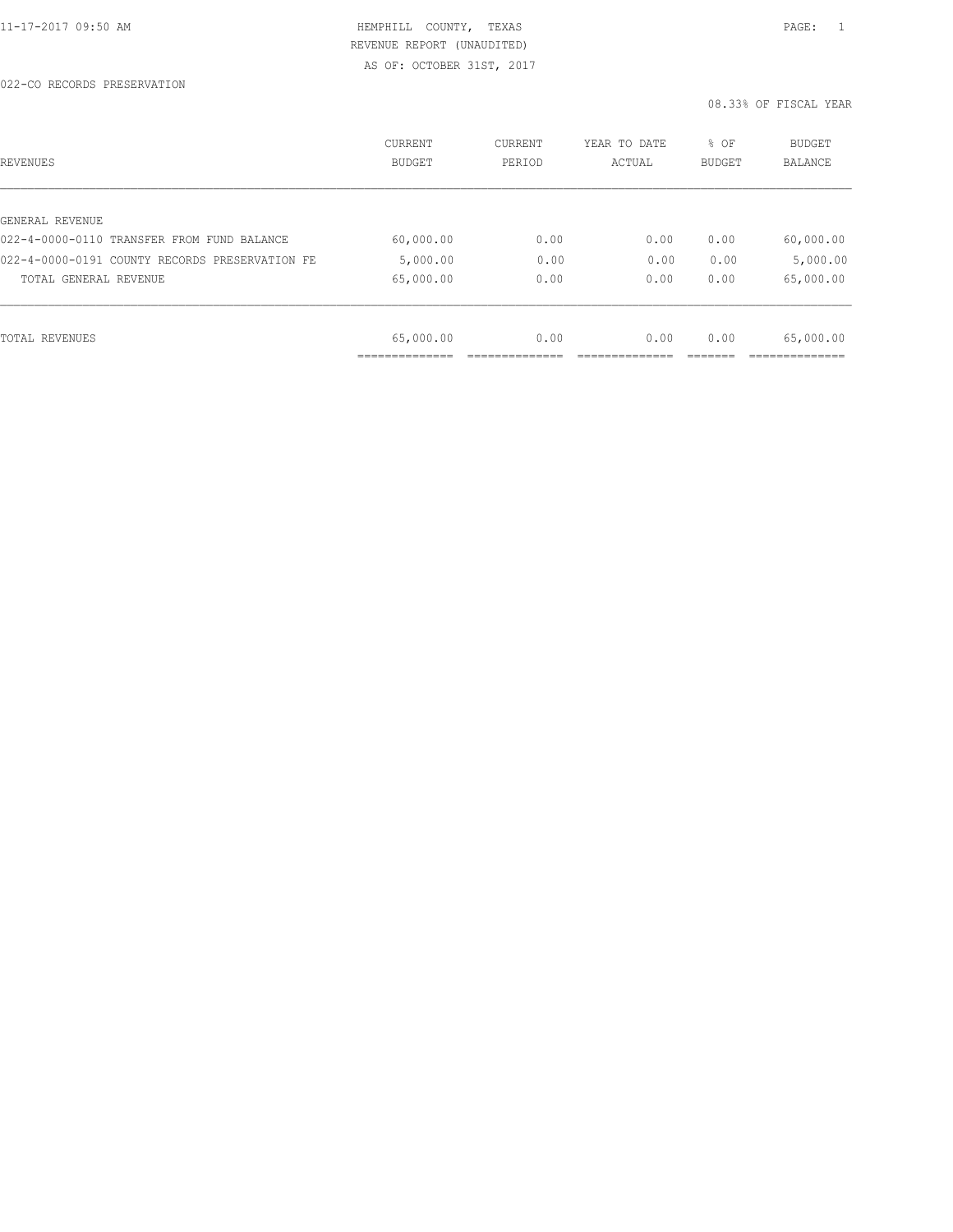HEMPHILL COUNTY, TEXAS
REVENUE REPORT (UNAUDITED)
AS OF: OCTOBER 31ST, 2017

022-CO RECORDS PRESERVATION

08.33% OF FISCAL YEAR

| REVENUES | CURRENT BUDGET | CURRENT PERIOD | YEAR TO DATE ACTUAL | % OF BUDGET | BUDGET BALANCE |
|---|---|---|---|---|---|
| GENERAL REVENUE | | | | | |
| 022-4-0000-0110 TRANSFER FROM FUND BALANCE | 60,000.00 | 0.00 | 0.00 | 0.00 | 60,000.00 |
| 022-4-0000-0191 COUNTY RECORDS PRESERVATION FE | 5,000.00 | 0.00 | 0.00 | 0.00 | 5,000.00 |
| TOTAL GENERAL REVENUE | 65,000.00 | 0.00 | 0.00 | 0.00 | 65,000.00 |
| TOTAL REVENUES | 65,000.00 | 0.00 | 0.00 | 0.00 | 65,000.00 |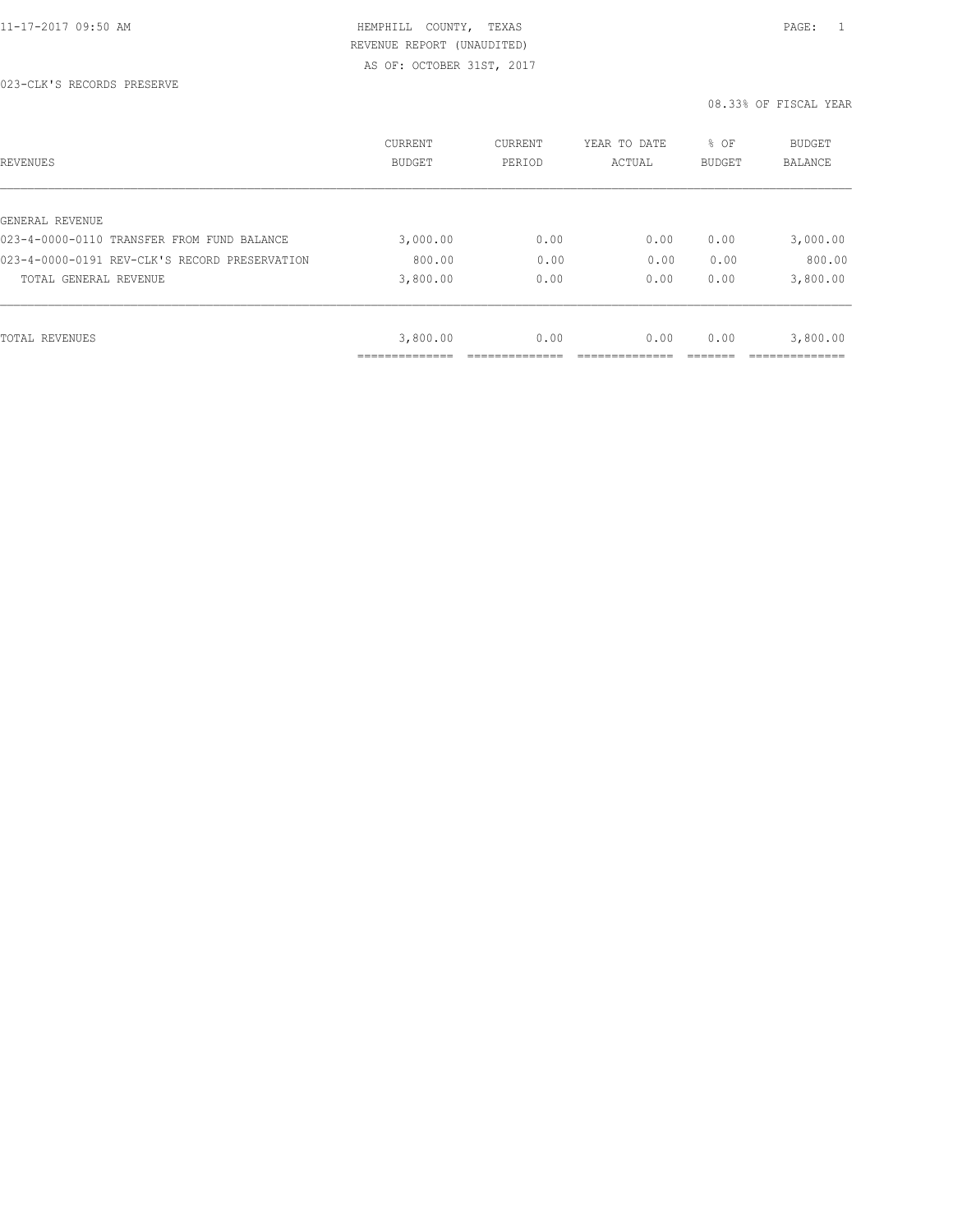HEMPHILL COUNTY, TEXAS
REVENUE REPORT (UNAUDITED)
AS OF: OCTOBER 31ST, 2017

023-CLK'S RECORDS PRESERVE

08.33% OF FISCAL YEAR

| REVENUES | CURRENT BUDGET | CURRENT PERIOD | YEAR TO DATE ACTUAL | % OF BUDGET | BUDGET BALANCE |
|---|---|---|---|---|---|
| GENERAL REVENUE | | | | | |
| 023-4-0000-0110 TRANSFER FROM FUND BALANCE | 3,000.00 | 0.00 | 0.00 | 0.00 | 3,000.00 |
| 023-4-0000-0191 REV-CLK'S RECORD PRESERVATION | 800.00 | 0.00 | 0.00 | 0.00 | 800.00 |
| TOTAL GENERAL REVENUE | 3,800.00 | 0.00 | 0.00 | 0.00 | 3,800.00 |
| TOTAL REVENUES | 3,800.00 | 0.00 | 0.00 | 0.00 | 3,800.00 |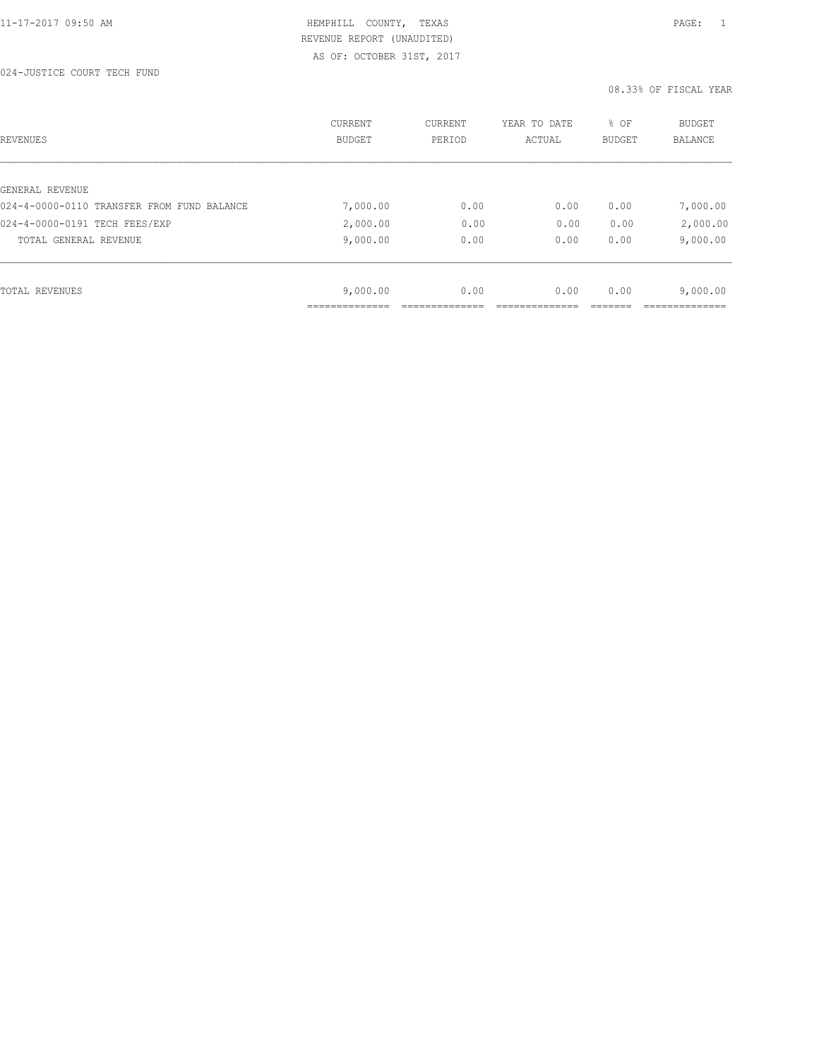HEMPHILL COUNTY, TEXAS
REVENUE REPORT (UNAUDITED)
AS OF: OCTOBER 31ST, 2017

024-JUSTICE COURT TECH FUND

08.33% OF FISCAL YEAR

| REVENUES | CURRENT BUDGET | CURRENT PERIOD | YEAR TO DATE ACTUAL | % OF BUDGET | BUDGET BALANCE |
|---|---|---|---|---|---|
| GENERAL REVENUE | | | | | |
| 024-4-0000-0110 TRANSFER FROM FUND BALANCE | 7,000.00 | 0.00 | 0.00 | 0.00 | 7,000.00 |
| 024-4-0000-0191 TECH FEES/EXP | 2,000.00 | 0.00 | 0.00 | 0.00 | 2,000.00 |
| TOTAL GENERAL REVENUE | 9,000.00 | 0.00 | 0.00 | 0.00 | 9,000.00 |
| TOTAL REVENUES | 9,000.00 | 0.00 | 0.00 | 0.00 | 9,000.00 |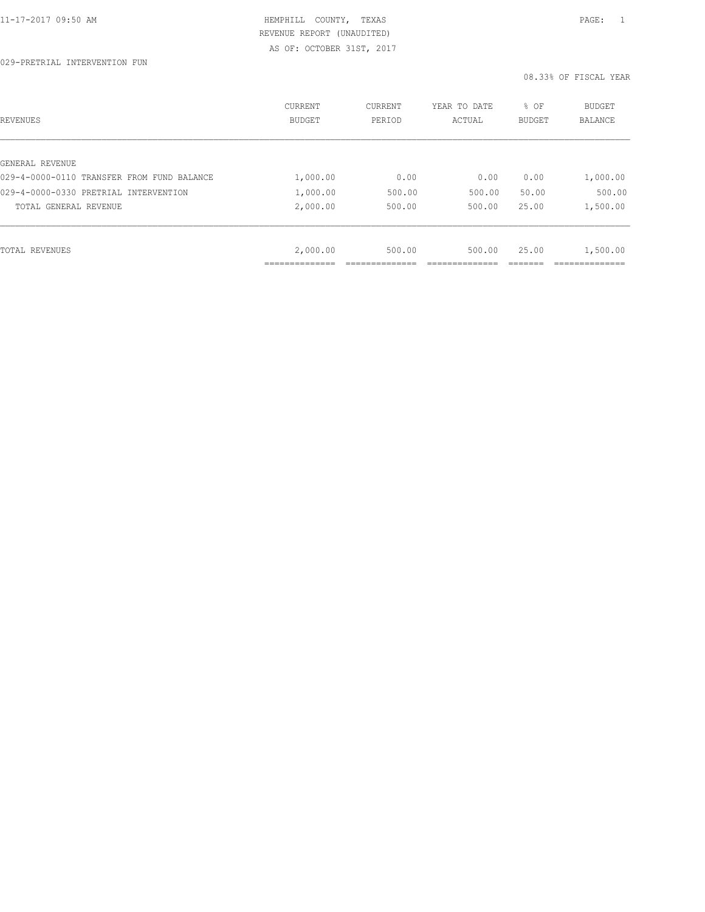HEMPHILL COUNTY, TEXAS
REVENUE REPORT (UNAUDITED)
AS OF: OCTOBER 31ST, 2017

029-PRETRIAL INTERVENTION FUN

08.33% OF FISCAL YEAR

| REVENUES | CURRENT BUDGET | CURRENT PERIOD | YEAR TO DATE ACTUAL | % OF BUDGET | BUDGET BALANCE |
|---|---|---|---|---|---|
| GENERAL REVENUE | | | | | |
| 029-4-0000-0110 TRANSFER FROM FUND BALANCE | 1,000.00 | 0.00 | 0.00 | 0.00 | 1,000.00 |
| 029-4-0000-0330 PRETRIAL INTERVENTION | 1,000.00 | 500.00 | 500.00 | 50.00 | 500.00 |
| TOTAL GENERAL REVENUE | 2,000.00 | 500.00 | 500.00 | 25.00 | 1,500.00 |
| TOTAL REVENUES | 2,000.00 | 500.00 | 500.00 | 25.00 | 1,500.00 |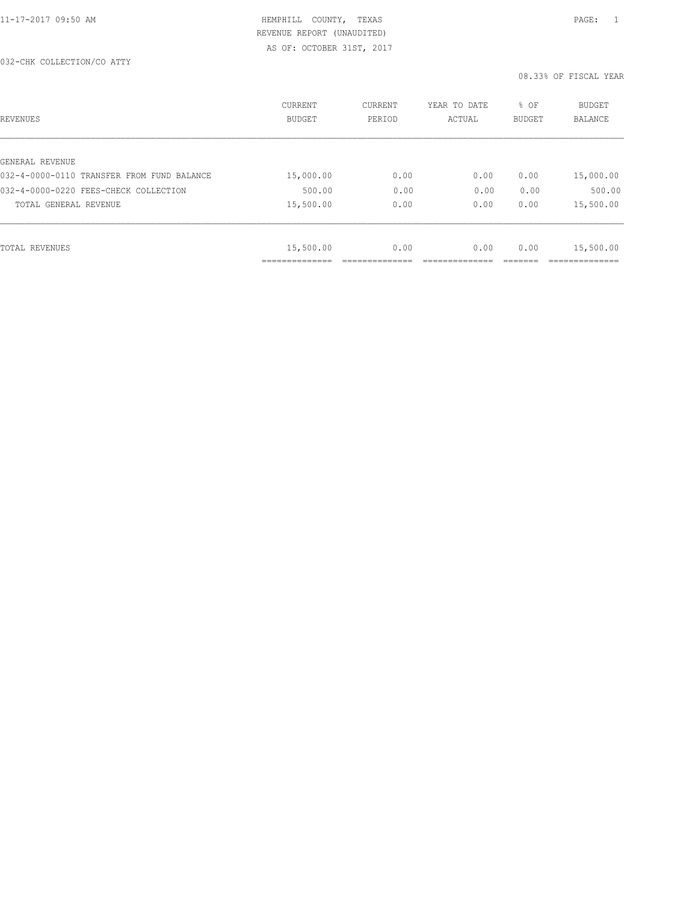HEMPHILL COUNTY, TEXAS
REVENUE REPORT (UNAUDITED)
AS OF: OCTOBER 31ST, 2017

032-CHK COLLECTION/CO ATTY

08.33% OF FISCAL YEAR

| REVENUES | CURRENT BUDGET | CURRENT PERIOD | YEAR TO DATE ACTUAL | % OF BUDGET | BUDGET BALANCE |
|---|---|---|---|---|---|
| GENERAL REVENUE | | | | | |
| 032-4-0000-0110 TRANSFER FROM FUND BALANCE | 15,000.00 | 0.00 | 0.00 | 0.00 | 15,000.00 |
| 032-4-0000-0220 FEES-CHECK COLLECTION | 500.00 | 0.00 | 0.00 | 0.00 | 500.00 |
| TOTAL GENERAL REVENUE | 15,500.00 | 0.00 | 0.00 | 0.00 | 15,500.00 |
| TOTAL REVENUES | 15,500.00 | 0.00 | 0.00 | 0.00 | 15,500.00 |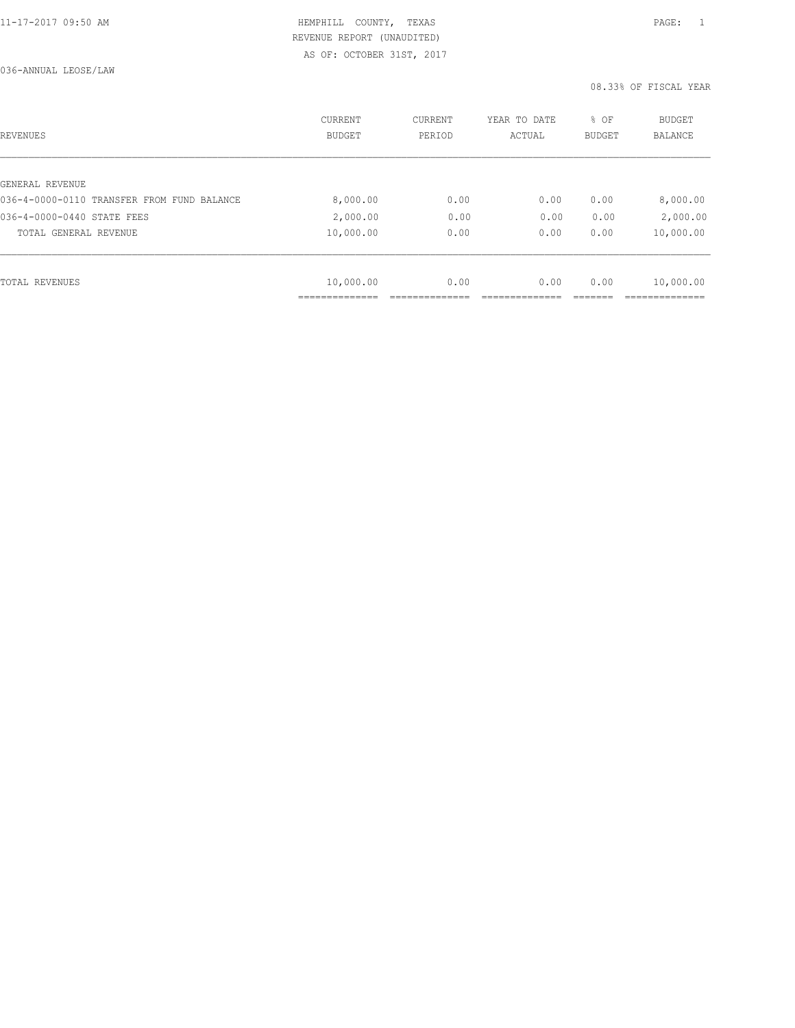HEMPHILL COUNTY, TEXAS
REVENUE REPORT (UNAUDITED)
AS OF: OCTOBER 31ST, 2017

036-ANNUAL LEOSE/LAW

08.33% OF FISCAL YEAR

| REVENUES | CURRENT BUDGET | CURRENT PERIOD | YEAR TO DATE ACTUAL | % OF BUDGET | BUDGET BALANCE |
|---|---|---|---|---|---|
| GENERAL REVENUE | | | | | |
| 036-4-0000-0110 TRANSFER FROM FUND BALANCE | 8,000.00 | 0.00 | 0.00 | 0.00 | 8,000.00 |
| 036-4-0000-0440 STATE FEES | 2,000.00 | 0.00 | 0.00 | 0.00 | 2,000.00 |
| TOTAL GENERAL REVENUE | 10,000.00 | 0.00 | 0.00 | 0.00 | 10,000.00 |
| TOTAL REVENUES | 10,000.00 | 0.00 | 0.00 | 0.00 | 10,000.00 |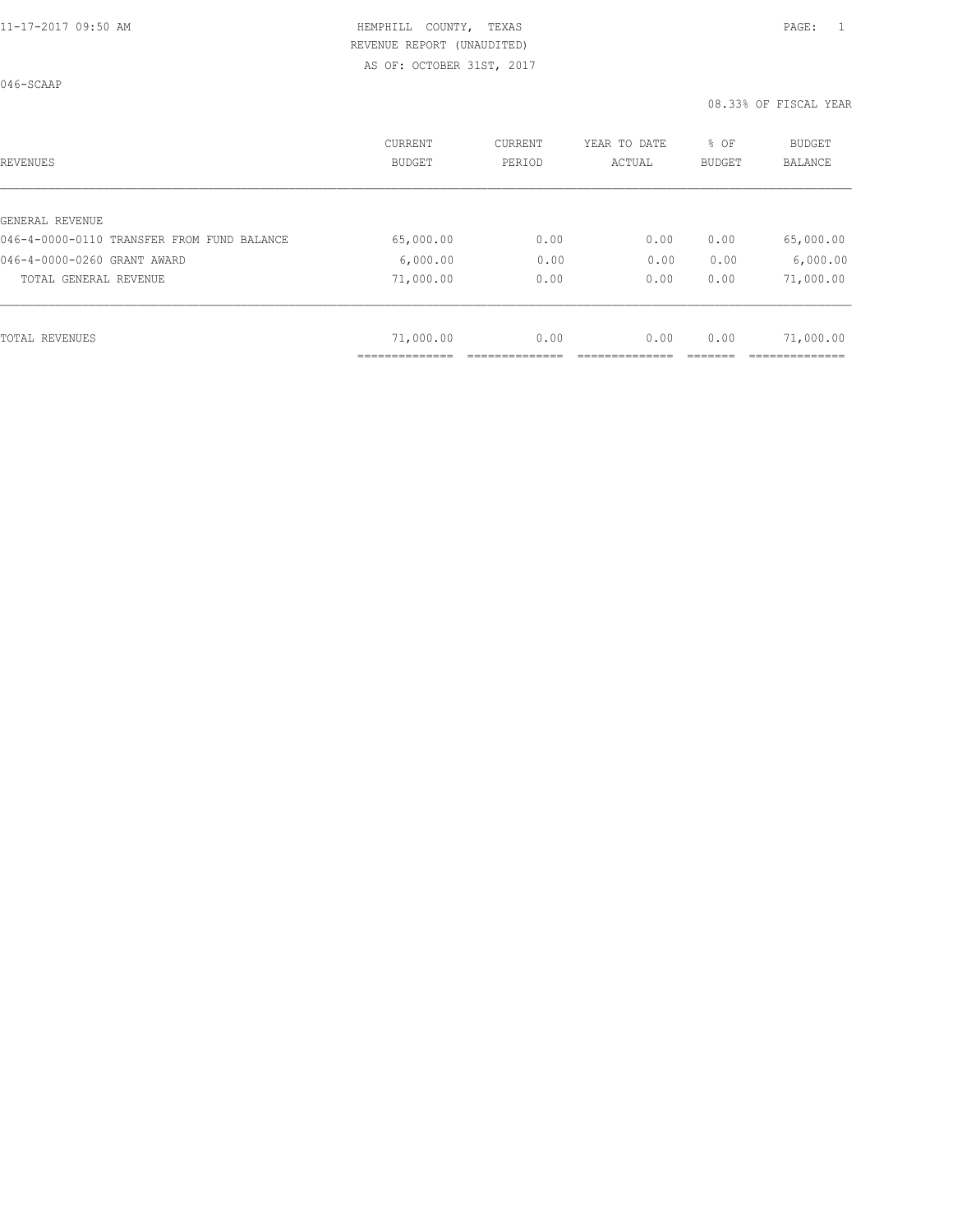HEMPHILL COUNTY, TEXAS
REVENUE REPORT (UNAUDITED)
AS OF: OCTOBER 31ST, 2017

046-SCAAP

08.33% OF FISCAL YEAR

| REVENUES | CURRENT BUDGET | CURRENT PERIOD | YEAR TO DATE ACTUAL | % OF BUDGET | BUDGET BALANCE |
|---|---|---|---|---|---|
| GENERAL REVENUE | | | | | |
| 046-4-0000-0110 TRANSFER FROM FUND BALANCE | 65,000.00 | 0.00 | 0.00 | 0.00 | 65,000.00 |
| 046-4-0000-0260 GRANT AWARD | 6,000.00 | 0.00 | 0.00 | 0.00 | 6,000.00 |
| TOTAL GENERAL REVENUE | 71,000.00 | 0.00 | 0.00 | 0.00 | 71,000.00 |
| TOTAL REVENUES | 71,000.00 | 0.00 | 0.00 | 0.00 | 71,000.00 |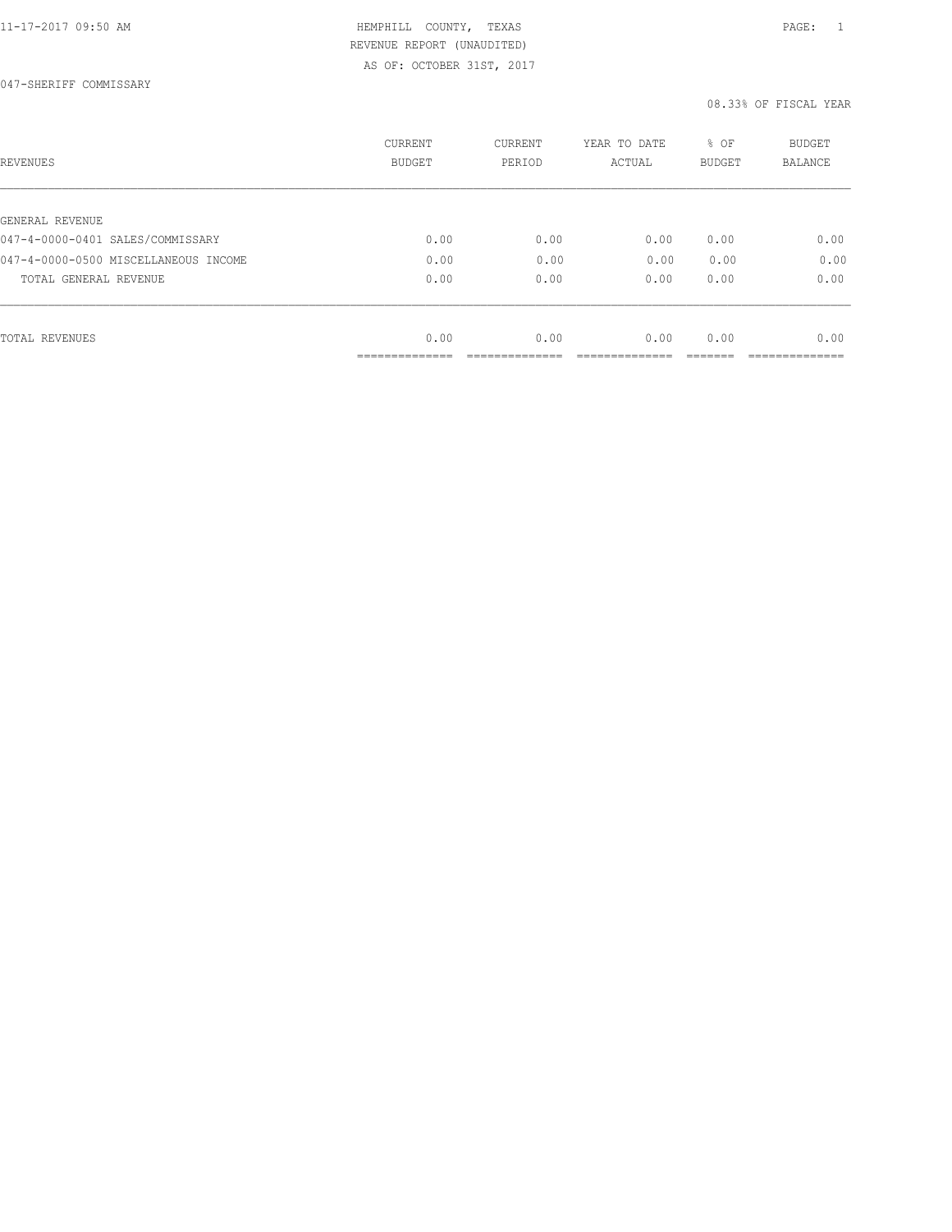11-17-2017 09:50 AM HEMPHILL COUNTY, TEXAS

REVENUE REPORT (UNAUDITED)

AS OF: OCTOBER 31ST, 2017

047-SHERIFF COMMISSARY

08.33% OF FISCAL YEAR

| REVENUES | CURRENT BUDGET | CURRENT PERIOD | YEAR TO DATE ACTUAL | % OF BUDGET | BUDGET BALANCE |
|---|---|---|---|---|---|
| GENERAL REVENUE | | | | | |
| 047-4-0000-0401 SALES/COMMISSARY | 0.00 | 0.00 | 0.00 | 0.00 | 0.00 |
| 047-4-0000-0500 MISCELLANEOUS INCOME | 0.00 | 0.00 | 0.00 | 0.00 | 0.00 |
| TOTAL GENERAL REVENUE | 0.00 | 0.00 | 0.00 | 0.00 | 0.00 |
| TOTAL REVENUES | 0.00 | 0.00 | 0.00 | 0.00 | 0.00 |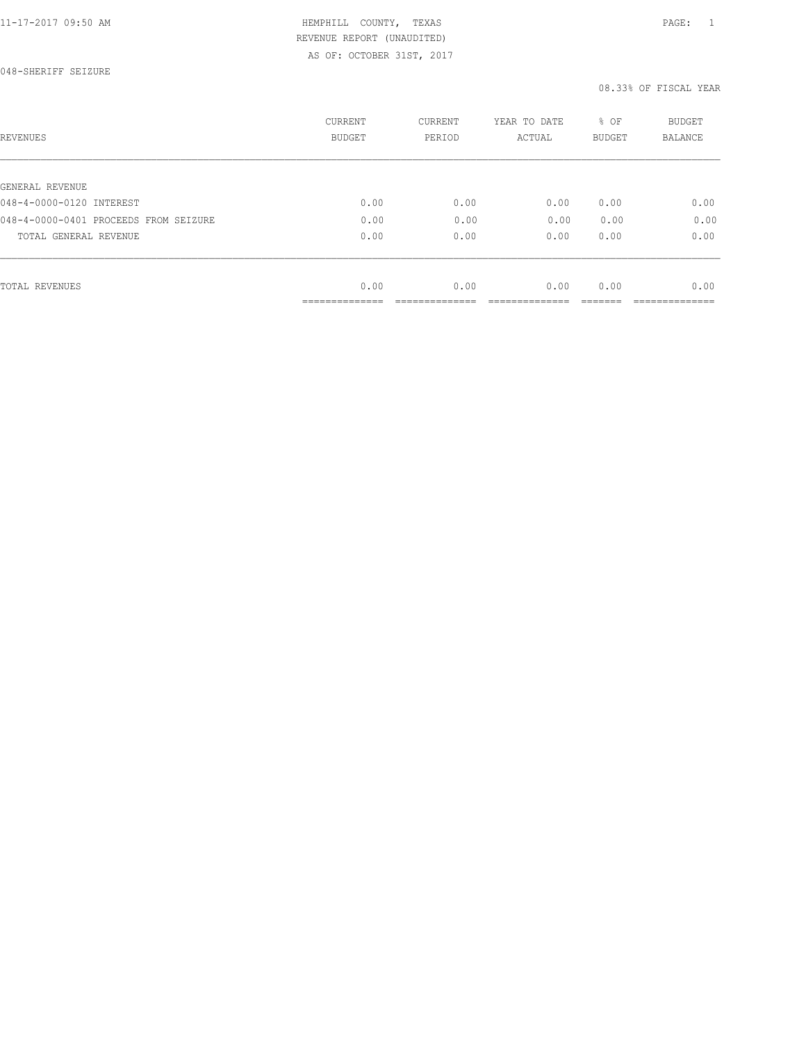HEMPHILL COUNTY, TEXAS
REVENUE REPORT (UNAUDITED)
AS OF: OCTOBER 31ST, 2017

048-SHERIFF SEIZURE

08.33% OF FISCAL YEAR

| REVENUES | CURRENT BUDGET | CURRENT PERIOD | YEAR TO DATE ACTUAL | % OF BUDGET | BUDGET BALANCE |
|---|---|---|---|---|---|
| GENERAL REVENUE | | | | | |
| 048-4-0000-0120 INTEREST | 0.00 | 0.00 | 0.00 | 0.00 | 0.00 |
| 048-4-0000-0401 PROCEEDS FROM SEIZURE | 0.00 | 0.00 | 0.00 | 0.00 | 0.00 |
| TOTAL GENERAL REVENUE | 0.00 | 0.00 | 0.00 | 0.00 | 0.00 |
| TOTAL REVENUES | 0.00 | 0.00 | 0.00 | 0.00 | 0.00 |